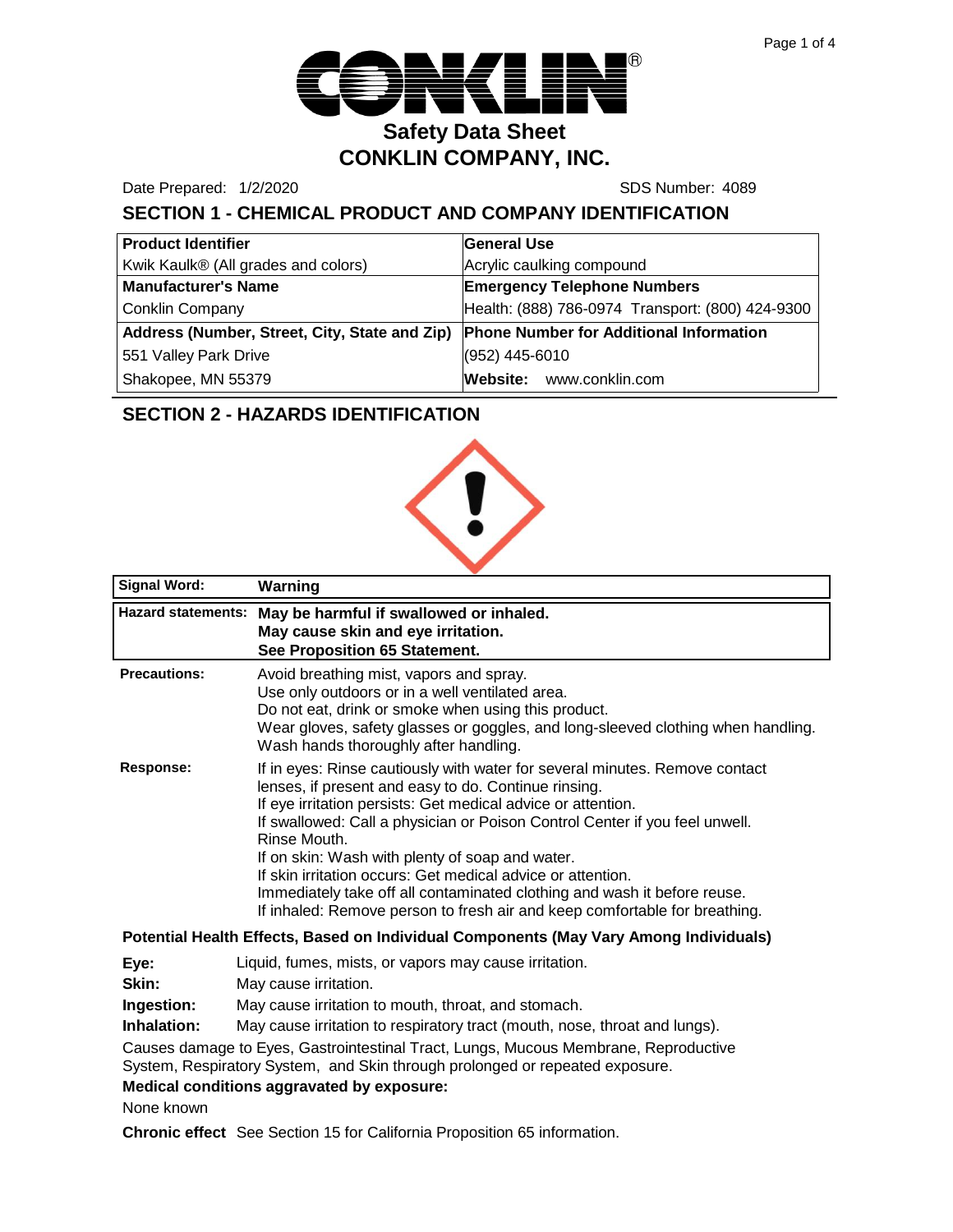# Safety Data Sheet
# CONKLIN COMPANY, INC.

Date Prepared: 1/2/2020 SDS Number: 4089

## SECTION 1 - CHEMICAL PRODUCT AND COMPANY IDENTIFICATION

| **Product Identifier** | **General Use** |
|---|---|
| Kwik Kaulk® (All grades and colors) | Acrylic caulking compound |
| **Manufacturer's Name** | **Emergency Telephone Numbers** |
| Conklin Company | Health: (888) 786-0974 Transport: (800) 424-9300 |
| **Address (Number, Street, City, State and Zip)** | **Phone Number for Additional Information** |
| 551 Valley Park Drive | (952) 445-6010 |
| Shakopee, MN 55379 | **Website:** www.conklin.com |

## SECTION 2 - HAZARDS IDENTIFICATION

| | |
|---|---|
| **Signal Word:** | **Warning** |
| **Hazard statements:** | **May be harmful if swallowed or inhaled.** **May cause skin and eye irritation.** **See Proposition 65 Statement.** |

**Precautions:**
Avoid breathing mist, vapors and spray.
Use only outdoors or in a well ventilated area.
Do not eat, drink or smoke when using this product.
Wear gloves, safety glasses or goggles, and long-sleeved clothing when handling.
Wash hands thoroughly after handling.

**Response:**
If in eyes: Rinse cautiously with water for several minutes. Remove contact lenses, if present and easy to do. Continue rinsing.
If eye irritation persists: Get medical advice or attention.
If swallowed: Call a physician or Poison Control Center if you feel unwell. Rinse Mouth.
If on skin: Wash with plenty of soap and water.
If skin irritation occurs: Get medical advice or attention.
Immediately take off all contaminated clothing and wash it before reuse.
If inhaled: Remove person to fresh air and keep comfortable for breathing.

**Potential Health Effects, Based on Individual Components (May Vary Among Individuals)**

**Eye:** Liquid, fumes, mists, or vapors may cause irritation.
**Skin:** May cause irritation.
**Ingestion:** May cause irritation to mouth, throat, and stomach.
**Inhalation:** May cause irritation to respiratory tract (mouth, nose, throat and lungs).

Causes damage to Eyes, Gastrointestinal Tract, Lungs, Mucous Membrane, Reproductive System, Respiratory System, and Skin through prolonged or repeated exposure.

**Medical conditions aggravated by exposure:**

None known

**Chronic effect** See Section 15 for California Proposition 65 information.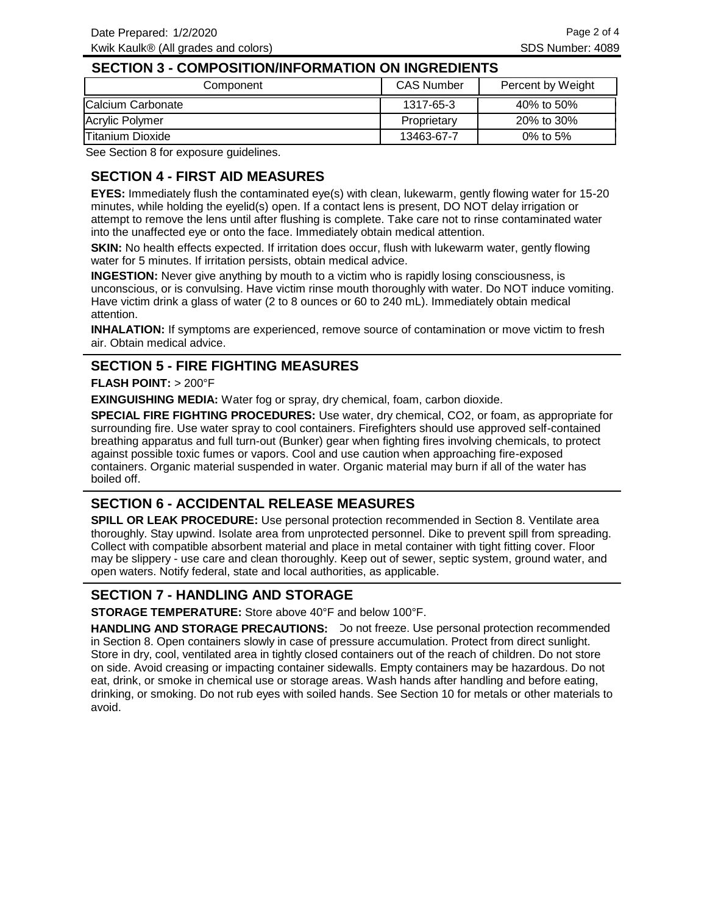## SECTION 3 - COMPOSITION/INFORMATION ON INGREDIENTS

| Component | CAS Number | Percent by Weight |
| --- | --- | --- |
| Calcium Carbonate | 1317-65-3 | 40% to 50% |
| Acrylic Polymer | Proprietary | 20% to 30% |
| Titanium Dioxide | 13463-67-7 | 0% to 5% |

See Section 8 for exposure guidelines.

## SECTION 4 - FIRST AID MEASURES

**EYES:** Immediately flush the contaminated eye(s) with clean, lukewarm, gently flowing water for 15-20 minutes, while holding the eyelid(s) open. If a contact lens is present, DO NOT delay irrigation or attempt to remove the lens until after flushing is complete. Take care not to rinse contaminated water into the unaffected eye or onto the face. Immediately obtain medical attention.

**SKIN:** No health effects expected. If irritation does occur, flush with lukewarm water, gently flowing water for 5 minutes. If irritation persists, obtain medical advice.

**INGESTION:** Never give anything by mouth to a victim who is rapidly losing consciousness, is unconscious, or is convulsing. Have victim rinse mouth thoroughly with water. Do NOT induce vomiting. Have victim drink a glass of water (2 to 8 ounces or 60 to 240 mL). Immediately obtain medical attention.

**INHALATION:** If symptoms are experienced, remove source of contamination or move victim to fresh air. Obtain medical advice.

## SECTION 5 - FIRE FIGHTING MEASURES

**FLASH POINT:** > 200°F

**EXINGUISHING MEDIA:** Water fog or spray, dry chemical, foam, carbon dioxide.

**SPECIAL FIRE FIGHTING PROCEDURES:** Use water, dry chemical, $CO_2$, or foam, as appropriate for surrounding fire. Use water spray to cool containers. Firefighters should use approved self-contained breathing apparatus and full turn-out (Bunker) gear when fighting fires involving chemicals, to protect against possible toxic fumes or vapors. Cool and use caution when approaching fire-exposed containers. Organic material suspended in water. Organic material may burn if all of the water has boiled off.

## SECTION 6 - ACCIDENTAL RELEASE MEASURES

**SPILL OR LEAK PROCEDURE:** Use personal protection recommended in Section 8. Ventilate area thoroughly. Stay upwind. Isolate area from unprotected personnel. Dike to prevent spill from spreading. Collect with compatible absorbent material and place in metal container with tight fitting cover. Floor may be slippery - use care and clean thoroughly. Keep out of sewer, septic system, ground water, and open waters. Notify federal, state and local authorities, as applicable.

## SECTION 7 - HANDLING AND STORAGE

**STORAGE TEMPERATURE:** Store above 40°F and below 100°F.

**HANDLING AND STORAGE PRECAUTIONS:** Do not freeze. Use personal protection recommended in Section 8. Open containers slowly in case of pressure accumulation. Protect from direct sunlight. Store in dry, cool, ventilated area in tightly closed containers out of the reach of children. Do not store on side. Avoid creasing or impacting container sidewalls. Empty containers may be hazardous. Do not eat, drink, or smoke in chemical use or storage areas. Wash hands after handling and before eating, drinking, or smoking. Do not rub eyes with soiled hands. See Section 10 for metals or other materials to avoid.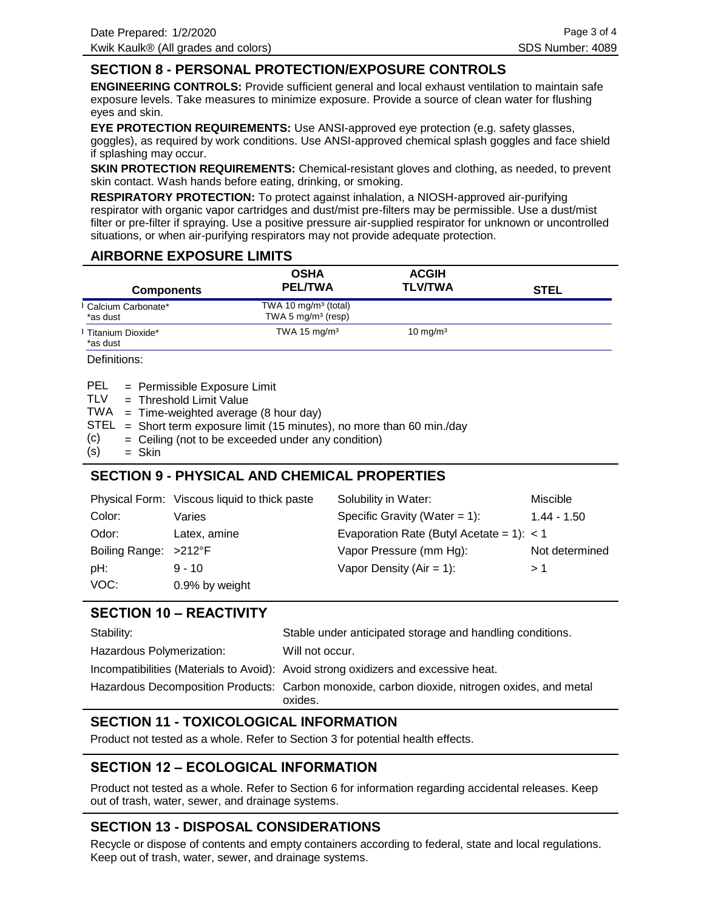## SECTION 8 - PERSONAL PROTECTION/EXPOSURE CONTROLS

**ENGINEERING CONTROLS:** Provide sufficient general and local exhaust ventilation to maintain safe exposure levels. Take measures to minimize exposure. Provide a source of clean water for flushing eyes and skin.

**EYE PROTECTION REQUIREMENTS:** Use ANSI-approved eye protection (e.g. safety glasses, goggles), as required by work conditions. Use ANSI-approved chemical splash goggles and face shield if splashing may occur.

**SKIN PROTECTION REQUIREMENTS:** Chemical-resistant gloves and clothing, as needed, to prevent skin contact. Wash hands before eating, drinking, or smoking.

**RESPIRATORY PROTECTION:** To protect against inhalation, a NIOSH-approved air-purifying respirator with organic vapor cartridges and dust/mist pre-filters may be permissible. Use a dust/mist filter or pre-filter if spraying. Use a positive pressure air-supplied respirator for unknown or uncontrolled situations, or when air-purifying respirators may not provide adequate protection.

## AIRBORNE EXPOSURE LIMITS

| Components | OSHA PEL/TWA | ACGIH TLV/TWA | STEL |
|---|---|---|---|
| Calcium Carbonate* *as dust | TWA 10 mg/m³ (total) TWA 5 mg/m³ (resp) | | |
| Titanium Dioxide* *as dust | TWA 15 mg/m³ | 10 mg/m³ | |

Definitions:

- PEL = Permissible Exposure Limit
- TLV = Threshold Limit Value
- TWA = Time-weighted average (8 hour day)
- STEL = Short term exposure limit (15 minutes), no more than 60 min./day
- (c) = Ceiling (not to be exceeded under any condition)
- (s) = Skin

## SECTION 9 - PHYSICAL AND CHEMICAL PROPERTIES

| | | | |
|---|---|---|---|
| Physical Form: | Viscous liquid to thick paste | Solubility in Water: | Miscible |
| Color: | Varies | Specific Gravity (Water = 1): | 1.44 - 1.50 |
| Odor: | Latex, amine | Evaporation Rate (Butyl Acetate = 1): | < 1 |
| Boiling Range: | >212°F | Vapor Pressure (mm Hg): | Not determined |
| pH: | 9 - 10 | Vapor Density (Air = 1): | > 1 |
| VOC: | 0.9% by weight | | |

## SECTION 10 – REACTIVITY

| | |
|---|---|
| Stability: | Stable under anticipated storage and handling conditions. |
| Hazardous Polymerization: | Will not occur. |
| Incompatibilities (Materials to Avoid): | Avoid strong oxidizers and excessive heat. |
| Hazardous Decomposition Products: | Carbon monoxide, carbon dioxide, nitrogen oxides, and metal oxides. |

## SECTION 11 - TOXICOLOGICAL INFORMATION

Product not tested as a whole. Refer to Section 3 for potential health effects.

## SECTION 12 – ECOLOGICAL INFORMATION

Product not tested as a whole. Refer to Section 6 for information regarding accidental releases. Keep out of trash, water, sewer, and drainage systems.

## SECTION 13 - DISPOSAL CONSIDERATIONS

Recycle or dispose of contents and empty containers according to federal, state and local regulations. Keep out of trash, water, sewer, and drainage systems.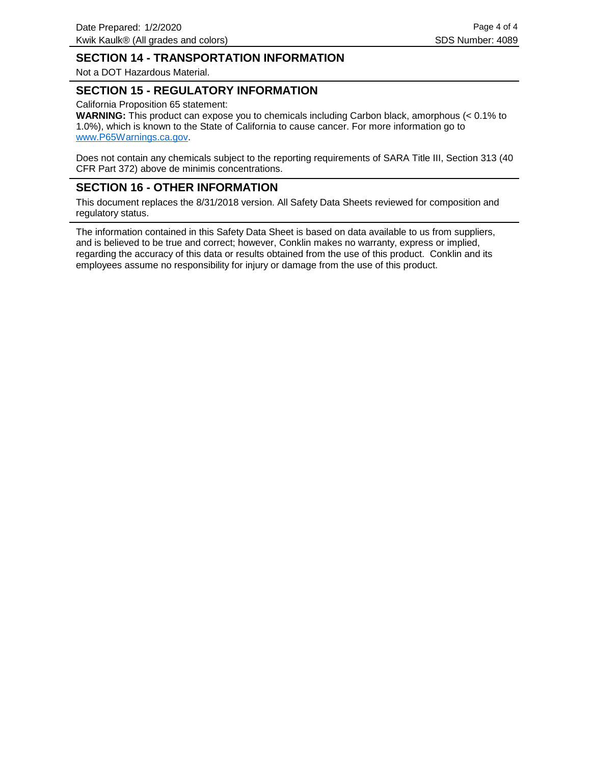## SECTION 14 - TRANSPORTATION INFORMATION

Not a DOT Hazardous Material.

## SECTION 15 - REGULATORY INFORMATION

California Proposition 65 statement:

**WARNING:** This product can expose you to chemicals including Carbon black, amorphous (< 0.1% to 1.0%), which is known to the State of California to cause cancer. For more information go to www.P65Warnings.ca.gov.

Does not contain any chemicals subject to the reporting requirements of SARA Title III, Section 313 (40 CFR Part 372) above de minimis concentrations.

## SECTION 16 - OTHER INFORMATION

This document replaces the 8/31/2018 version. All Safety Data Sheets reviewed for composition and regulatory status.

The information contained in this Safety Data Sheet is based on data available to us from suppliers, and is believed to be true and correct; however, Conklin makes no warranty, express or implied, regarding the accuracy of this data or results obtained from the use of this product. Conklin and its employees assume no responsibility for injury or damage from the use of this product.